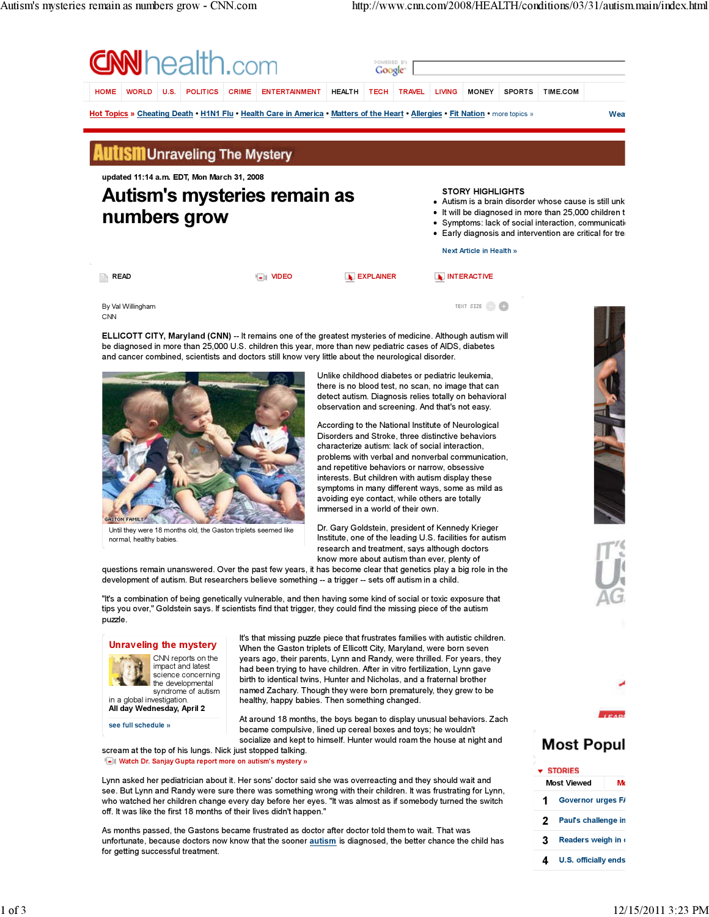# Autism: Unraveling The Mystery

updated 11:14 a.m. EDT, Mon March 31, 2008

## Autism's mysteries remain as numbers grow

**STORY HIGHLIGHTS**

- Autism is a brain disorder whose cause is still unk
- It will be diagnosed in more than 25,000 children t
- Symptoms: lack of social interaction, communicati
- Early diagnosis and intervention are critical for tre

Next Article in Health »

READ | VIDEO | EXPLAINER | INTERACTIVE

By Val Willingham
CNN

**ELLICOTT CITY, Maryland (CNN)** -- It remains one of the greatest mysteries of medicine. Although autism will be diagnosed in more than 25,000 U.S. children this year, more than new pediatric cases of AIDS, diabetes and cancer combined, scientists and doctors still know very little about the neurological disorder.

GASTON FAMILY
Until they were 18 months old, the Gaston triplets seemed like normal, healthy babies.

Unlike childhood diabetes or pediatric leukemia, there is no blood test, no scan, no image that can detect autism. Diagnosis relies totally on behavioral observation and screening. And that's not easy.

According to the National Institute of Neurological Disorders and Stroke, three distinctive behaviors characterize autism: lack of social interaction, problems with verbal and nonverbal communication, and repetitive behaviors or narrow, obsessive interests. But children with autism display these symptoms in many different ways, some as mild as avoiding eye contact, while others are totally immersed in a world of their own.

Dr. Gary Goldstein, president of Kennedy Krieger Institute, one of the leading U.S. facilities for autism research and treatment, says although doctors know more about autism than ever, plenty of questions remain unanswered. Over the past few years, it has become clear that genetics play a big role in the development of autism. But researchers believe something -- a trigger -- sets off autism in a child.

"It's a combination of being genetically vulnerable, and then having some kind of social or toxic exposure that tips you over," Goldstein says. If scientists find that trigger, they could find the missing piece of the autism puzzle.

**Unraveling the mystery**

CNN reports on the impact and latest science concerning the developmental syndrome of autism in a global investigation.
**All day Wednesday, April 2**

see full schedule »

It's that missing puzzle piece that frustrates families with autistic children. When the Gaston triplets of Ellicott City, Maryland, were born seven years ago, their parents, Lynn and Randy, were thrilled. For years, they had been trying to have children. After in vitro fertilization, Lynn gave birth to identical twins, Hunter and Nicholas, and a fraternal brother named Zachary. Though they were born prematurely, they grew to be healthy, happy babies. Then something changed.

At around 18 months, the boys began to display unusual behaviors. Zach became compulsive, lined up cereal boxes and toys; he wouldn't socialize and kept to himself. Hunter would roam the house at night and scream at the top of his lungs. Nick just stopped talking.

Watch Dr. Sanjay Gupta report more on autism's mystery »

Lynn asked her pediatrician about it. Her sons' doctor said she was overreacting and they should wait and see. But Lynn and Randy were sure there was something wrong with their children. It was frustrating for Lynn, who watched her children change every day before her eyes. "It was almost as if somebody turned the switch off. It was like the first 18 months of their lives didn't happen."

As months passed, the Gastons became frustrated as doctor after doctor told them to wait. That was unfortunate, because doctors now know that the sooner autism is diagnosed, the better chance the child has for getting successful treatment.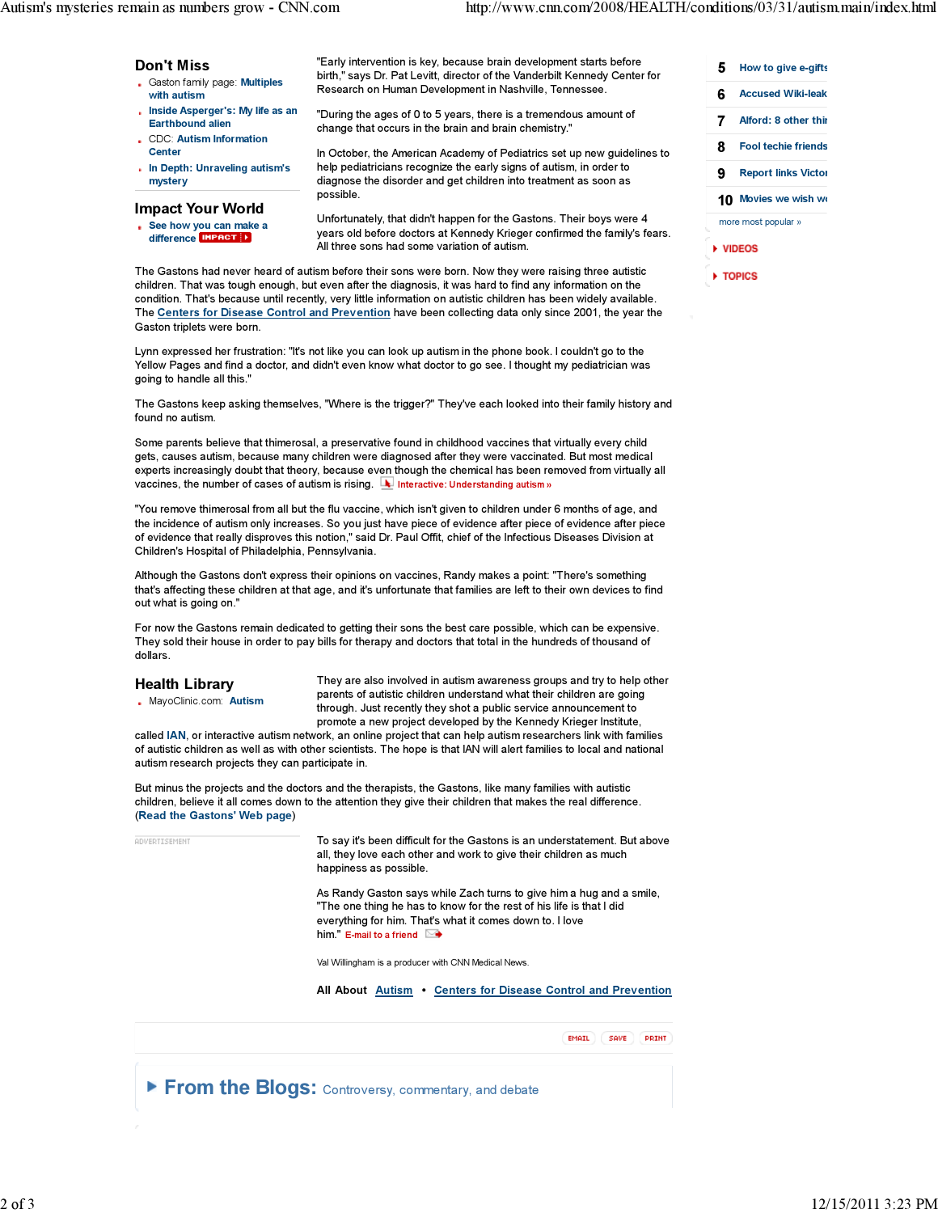## Don't Miss

- Gaston family page: **Multiples with autism**
- **Inside Asperger's: My life as an Earthbound alien**
- CDC: **Autism Information Center**
- **In Depth: Unraveling autism's mystery**

## Impact Your World

- **See how you can make a difference** IMPACT

"Early intervention is key, because brain development starts before birth," says Dr. Pat Levitt, director of the Vanderbilt Kennedy Center for Research on Human Development in Nashville, Tennessee.

"During the ages of 0 to 5 years, there is a tremendous amount of change that occurs in the brain and brain chemistry."

In October, the American Academy of Pediatrics set up new guidelines to help pediatricians recognize the early signs of autism, in order to diagnose the disorder and get children into treatment as soon as possible.

Unfortunately, that didn't happen for the Gastons. Their boys were 4 years old before doctors at Kennedy Krieger confirmed the family's fears. All three sons had some variation of autism.

The Gastons had never heard of autism before their sons were born. Now they were raising three autistic children. That was tough enough, but even after the diagnosis, it was hard to find any information on the condition. That's because until recently, very little information on autistic children has been widely available. The Centers for Disease Control and Prevention have been collecting data only since 2001, the year the Gaston triplets were born.

Lynn expressed her frustration: "It's not like you can look up autism in the phone book. I couldn't go to the Yellow Pages and find a doctor, and didn't even know what doctor to go see. I thought my pediatrician was going to handle all this."

The Gastons keep asking themselves, "Where is the trigger?" They've each looked into their family history and found no autism.

Some parents believe that thimerosal, a preservative found in childhood vaccines that virtually every child gets, causes autism, because many children were diagnosed after they were vaccinated. But most medical experts increasingly doubt that theory, because even though the chemical has been removed from virtually all vaccines, the number of cases of autism is rising. **Interactive: Understanding autism »**

"You remove thimerosal from all but the flu vaccine, which isn't given to children under 6 months of age, and the incidence of autism only increases. So you just have piece of evidence after piece of evidence after piece of evidence that really disproves this notion," said Dr. Paul Offit, chief of the Infectious Diseases Division at Children's Hospital of Philadelphia, Pennsylvania.

Although the Gastons don't express their opinions on vaccines, Randy makes a point: "There's something that's affecting these children at that age, and it's unfortunate that families are left to their own devices to find out what is going on."

For now the Gastons remain dedicated to getting their sons the best care possible, which can be expensive. They sold their house in order to pay bills for therapy and doctors that total in the hundreds of thousand of dollars.

## Health Library

- MayoClinic.com: **Autism**

They are also involved in autism awareness groups and try to help other parents of autistic children understand what their children are going through. Just recently they shot a public service announcement to promote a new project developed by the Kennedy Krieger Institute, called IAN, or interactive autism network, an online project that can help autism researchers link with families of autistic children as well as with other scientists. The hope is that IAN will alert families to local and national autism research projects they can participate in.

But minus the projects and the doctors and the therapists, the Gastons, like many families with autistic children, believe it all comes down to the attention they give their children that makes the real difference. (**Read the Gastons' Web page**)

ADVERTISEMENT

To say it's been difficult for the Gastons is an understatement. But above all, they love each other and work to give their children as much happiness as possible.

As Randy Gaston says while Zach turns to give him a hug and a smile, "The one thing he has to know for the rest of his life is that I did everything for him. That's what it comes down to. I love him." **E-mail to a friend**

Val Willingham is a producer with CNN Medical News.

**All About** Autism • Centers for Disease Control and Prevention

EMAIL SAVE PRINT

## From the Blogs: Controversy, commentary, and debate

5 How to give e-gifts
6 Accused Wiki-leak
7 Alford: 8 other thi
8 Fool techie friends
9 Report links Victo
10 Movies we wish w

more most popular »

VIDEOS

TOPICS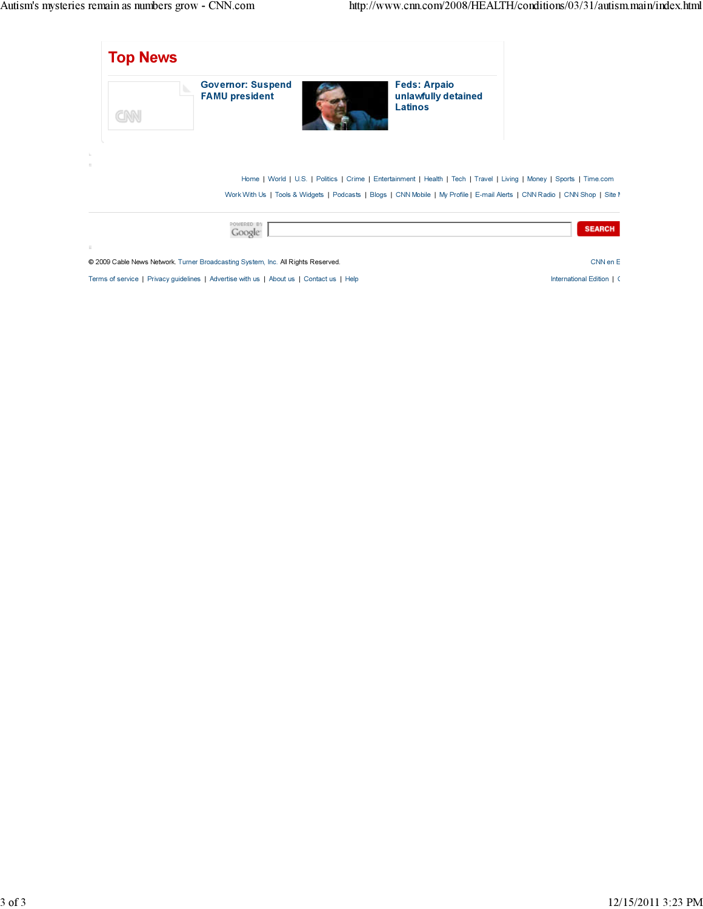## Top News

**Governor: Suspend FAMU president**

**Feds: Arpaio unlawfully detained Latinos**

Home | World | U.S. | Politics | Crime | Entertainment | Health | Tech | Travel | Living | Money | Sports | Time.com

Work With Us | Tools & Widgets | Podcasts | Blogs | CNN Mobile | My Profile | E-mail Alerts | CNN Radio | CNN Shop | Site M

POWERED BY Google

SEARCH

© 2009 Cable News Network. Turner Broadcasting System, Inc. All Rights Reserved.

CNN en E

Terms of service | Privacy guidelines | Advertise with us | About us | Contact us | Help

International Edition | C